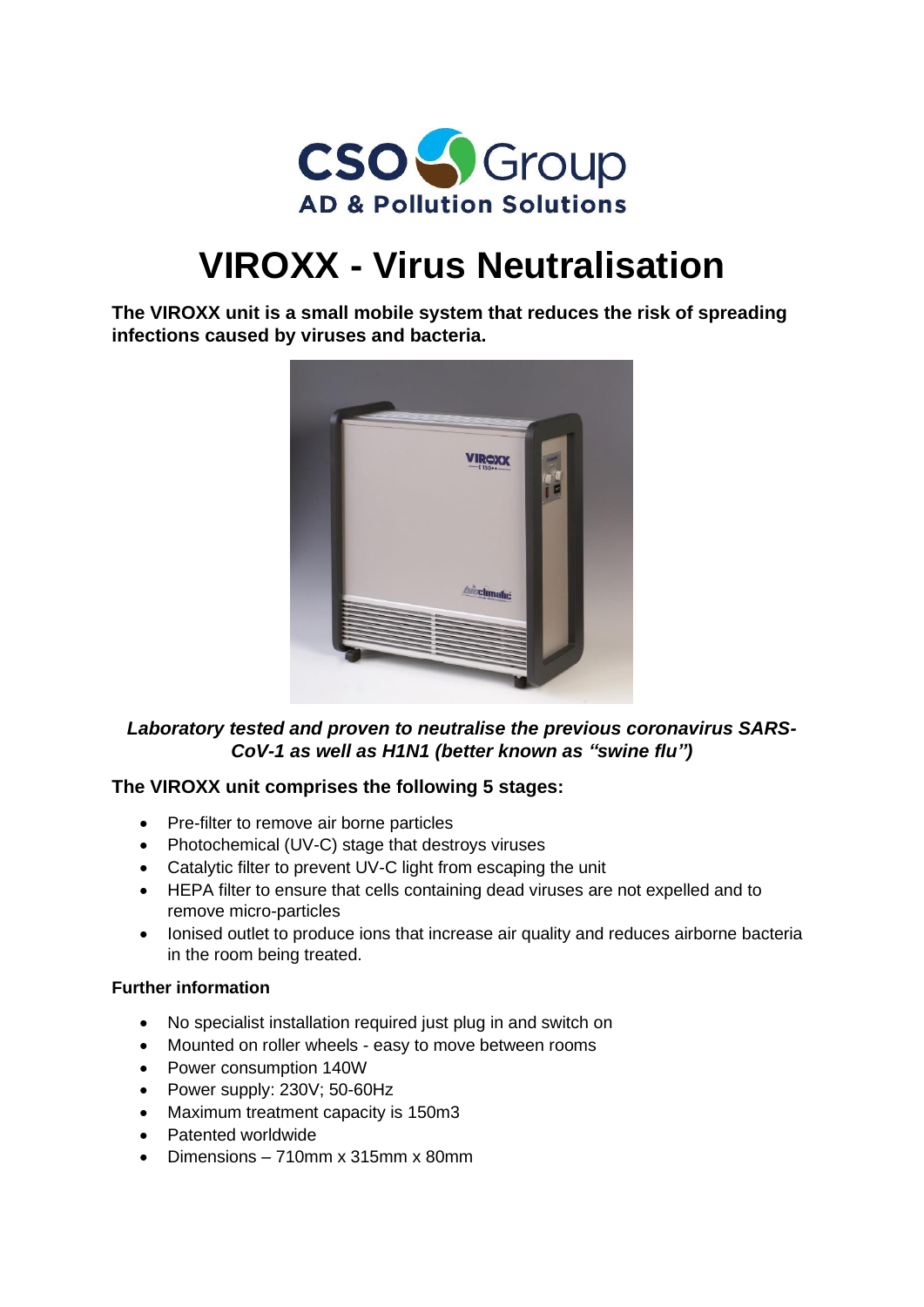CSO Group
AD & Pollution Solutions

# VIROXX - Virus Neutralisation

**The VIROXX unit is a small mobile system that reduces the risk of spreading infections caused by viruses and bacteria.**

***Laboratory tested and proven to neutralise the previous coronavirus SARS-CoV-1 as well as H1N1 (better known as "swine flu")***

### The VIROXX unit comprises the following 5 stages:

- Pre-filter to remove air borne particles
- Photochemical (UV-C) stage that destroys viruses
- Catalytic filter to prevent UV-C light from escaping the unit
- HEPA filter to ensure that cells containing dead viruses are not expelled and to remove micro-particles
- Ionised outlet to produce ions that increase air quality and reduces airborne bacteria in the room being treated.

#### Further information

- No specialist installation required just plug in and switch on
- Mounted on roller wheels - easy to move between rooms
- Power consumption 140W
- Power supply: 230V; 50-60Hz
- Maximum treatment capacity is 150m3
- Patented worldwide
- Dimensions – 710mm x 315mm x 80mm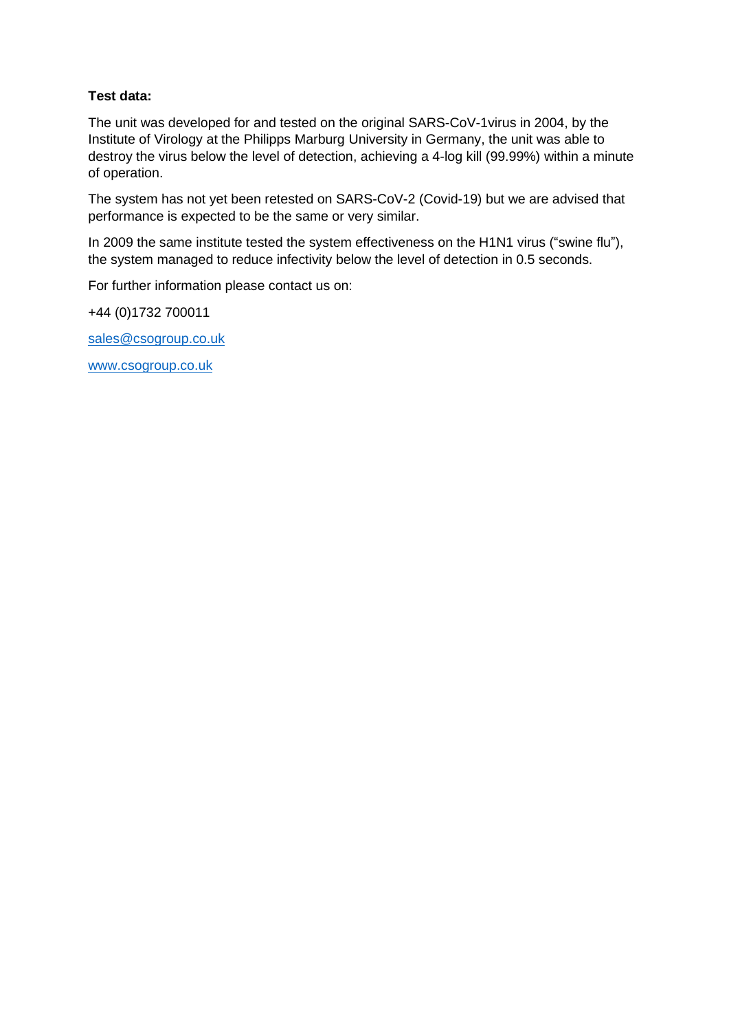**Test data:**

The unit was developed for and tested on the original SARS-CoV-1virus in 2004, by the Institute of Virology at the Philipps Marburg University in Germany, the unit was able to destroy the virus below the level of detection, achieving a 4-log kill (99.99%) within a minute of operation.

The system has not yet been retested on SARS-CoV-2 (Covid-19) but we are advised that performance is expected to be the same or very similar.

In 2009 the same institute tested the system effectiveness on the H1N1 virus ("swine flu"), the system managed to reduce infectivity below the level of detection in 0.5 seconds.

For further information please contact us on:

+44 (0)1732 700011

sales@csogroup.co.uk

www.csogroup.co.uk